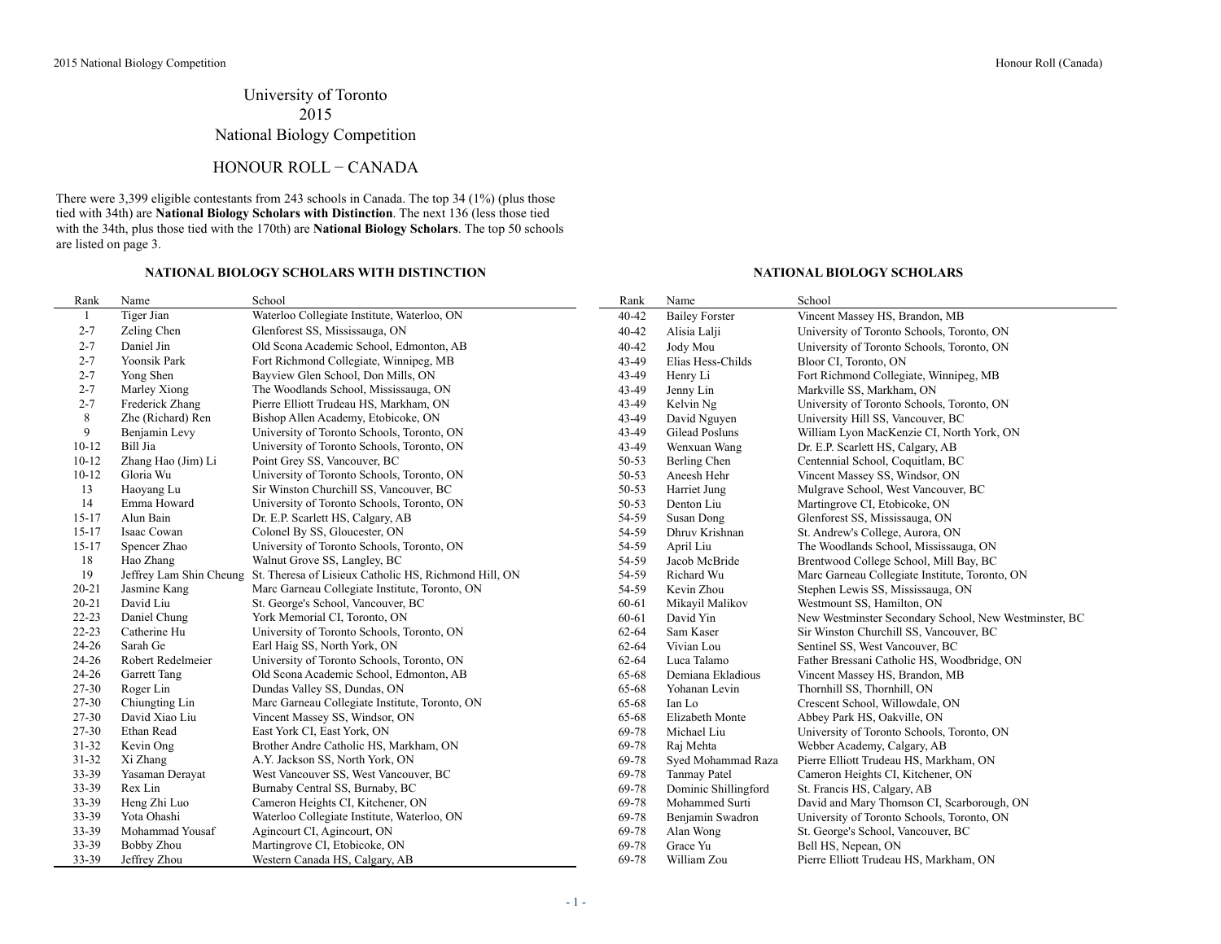# University of Toronto
# 2015
# National Biology Competition

## HONOUR ROLL − CANADA

There were 3,399 eligible contestants from 243 schools in Canada. The top 34 (1%) (plus those tied with 34th) are **National Biology Scholars with Distinction**. The next 136 (less those tied with the 34th, plus those tied with the 170th) are **National Biology Scholars**. The top 50 schools are listed on page 3.

### NATIONAL BIOLOGY SCHOLARS WITH DISTINCTION

| Rank | Name | School |
|---|---|---|
| 1 | Tiger Jian | Waterloo Collegiate Institute, Waterloo, ON |
| 2-7 | Zeling Chen | Glenforest SS, Mississauga, ON |
| 2-7 | Daniel Jin | Old Scona Academic School, Edmonton, AB |
| 2-7 | Yoonsik Park | Fort Richmond Collegiate, Winnipeg, MB |
| 2-7 | Yong Shen | Bayview Glen School, Don Mills, ON |
| 2-7 | Marley Xiong | The Woodlands School, Mississauga, ON |
| 2-7 | Frederick Zhang | Pierre Elliott Trudeau HS, Markham, ON |
| 8 | Zhe (Richard) Ren | Bishop Allen Academy, Etobicoke, ON |
| 9 | Benjamin Levy | University of Toronto Schools, Toronto, ON |
| 10-12 | Bill Jia | University of Toronto Schools, Toronto, ON |
| 10-12 | Zhang Hao (Jim) Li | Point Grey SS, Vancouver, BC |
| 10-12 | Gloria Wu | University of Toronto Schools, Toronto, ON |
| 13 | Haoyang Lu | Sir Winston Churchill SS, Vancouver, BC |
| 14 | Emma Howard | University of Toronto Schools, Toronto, ON |
| 15-17 | Alun Bain | Dr. E.P. Scarlett HS, Calgary, AB |
| 15-17 | Isaac Cowan | Colonel By SS, Gloucester, ON |
| 15-17 | Spencer Zhao | University of Toronto Schools, Toronto, ON |
| 18 | Hao Zhang | Walnut Grove SS, Langley, BC |
| 19 | Jeffrey Lam Shin Cheung | St. Theresa of Lisieux Catholic HS, Richmond Hill, ON |
| 20-21 | Jasmine Kang | Marc Garneau Collegiate Institute, Toronto, ON |
| 20-21 | David Liu | St. George's School, Vancouver, BC |
| 22-23 | Daniel Chung | York Memorial CI, Toronto, ON |
| 22-23 | Catherine Hu | University of Toronto Schools, Toronto, ON |
| 24-26 | Sarah Ge | Earl Haig SS, North York, ON |
| 24-26 | Robert Redelmeier | University of Toronto Schools, Toronto, ON |
| 24-26 | Garrett Tang | Old Scona Academic School, Edmonton, AB |
| 27-30 | Roger Lin | Dundas Valley SS, Dundas, ON |
| 27-30 | Chiungting Lin | Marc Garneau Collegiate Institute, Toronto, ON |
| 27-30 | David Xiao Liu | Vincent Massey SS, Windsor, ON |
| 27-30 | Ethan Read | East York CI, East York, ON |
| 31-32 | Kevin Ong | Brother Andre Catholic HS, Markham, ON |
| 31-32 | Xi Zhang | A.Y. Jackson SS, North York, ON |
| 33-39 | Yasaman Derayat | West Vancouver SS, West Vancouver, BC |
| 33-39 | Rex Lin | Burnaby Central SS, Burnaby, BC |
| 33-39 | Heng Zhi Luo | Cameron Heights CI, Kitchener, ON |
| 33-39 | Yota Ohashi | Waterloo Collegiate Institute, Waterloo, ON |
| 33-39 | Mohammad Yousaf | Agincourt CI, Agincourt, ON |
| 33-39 | Bobby Zhou | Martingrove CI, Etobicoke, ON |
| 33-39 | Jeffrey Zhou | Western Canada HS, Calgary, AB |

### NATIONAL BIOLOGY SCHOLARS

| Rank | Name | School |
|---|---|---|
| 40-42 | Bailey Forster | Vincent Massey HS, Brandon, MB |
| 40-42 | Alisia Lalji | University of Toronto Schools, Toronto, ON |
| 40-42 | Jody Mou | University of Toronto Schools, Toronto, ON |
| 43-49 | Elias Hess-Childs | Bloor CI, Toronto, ON |
| 43-49 | Henry Li | Fort Richmond Collegiate, Winnipeg, MB |
| 43-49 | Jenny Lin | Markville SS, Markham, ON |
| 43-49 | Kelvin Ng | University of Toronto Schools, Toronto, ON |
| 43-49 | David Nguyen | University Hill SS, Vancouver, BC |
| 43-49 | Gilead Posluns | William Lyon MacKenzie CI, North York, ON |
| 43-49 | Wenxuan Wang | Dr. E.P. Scarlett HS, Calgary, AB |
| 50-53 | Berling Chen | Centennial School, Coquitlam, BC |
| 50-53 | Aneesh Hehr | Vincent Massey SS, Windsor, ON |
| 50-53 | Harriet Jung | Mulgrave School, West Vancouver, BC |
| 50-53 | Denton Liu | Martingrove CI, Etobicoke, ON |
| 54-59 | Susan Dong | Glenforest SS, Mississauga, ON |
| 54-59 | Dhruv Krishnan | St. Andrew's College, Aurora, ON |
| 54-59 | April Liu | The Woodlands School, Mississauga, ON |
| 54-59 | Jacob McBride | Brentwood College School, Mill Bay, BC |
| 54-59 | Richard Wu | Marc Garneau Collegiate Institute, Toronto, ON |
| 54-59 | Kevin Zhou | Stephen Lewis SS, Mississauga, ON |
| 60-61 | Mikayil Malikov | Westmount SS, Hamilton, ON |
| 60-61 | David Yin | New Westminster Secondary School, New Westminster, BC |
| 62-64 | Sam Kaser | Sir Winston Churchill SS, Vancouver, BC |
| 62-64 | Vivian Lou | Sentinel SS, West Vancouver, BC |
| 62-64 | Luca Talamo | Father Bressani Catholic HS, Woodbridge, ON |
| 65-68 | Demiana Ekladious | Vincent Massey HS, Brandon, MB |
| 65-68 | Yohanan Levin | Thornhill SS, Thornhill, ON |
| 65-68 | Ian Lo | Crescent School, Willowdale, ON |
| 65-68 | Elizabeth Monte | Abbey Park HS, Oakville, ON |
| 69-78 | Michael Liu | University of Toronto Schools, Toronto, ON |
| 69-78 | Raj Mehta | Webber Academy, Calgary, AB |
| 69-78 | Syed Mohammad Raza | Pierre Elliott Trudeau HS, Markham, ON |
| 69-78 | Tanmay Patel | Cameron Heights CI, Kitchener, ON |
| 69-78 | Dominic Shillingford | St. Francis HS, Calgary, AB |
| 69-78 | Mohammed Surti | David and Mary Thomson CI, Scarborough, ON |
| 69-78 | Benjamin Swadron | University of Toronto Schools, Toronto, ON |
| 69-78 | Alan Wong | St. George's School, Vancouver, BC |
| 69-78 | Grace Yu | Bell HS, Nepean, ON |
| 69-78 | William Zou | Pierre Elliott Trudeau HS, Markham, ON |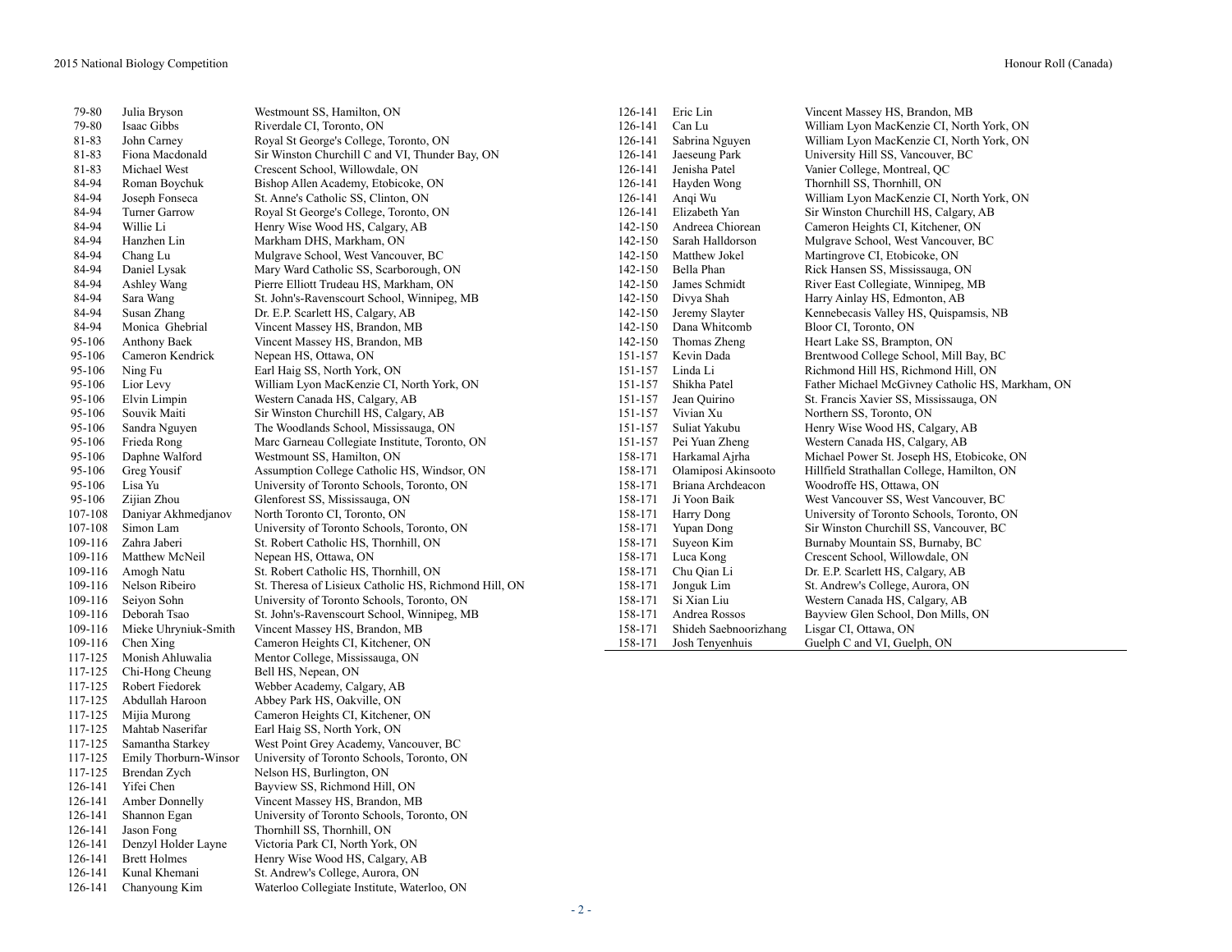| | | |
|---|---|---|
| 79-80 | Julia Bryson | Westmount SS, Hamilton, ON |
| 79-80 | Isaac Gibbs | Riverdale CI, Toronto, ON |
| 81-83 | John Carney | Royal St George's College, Toronto, ON |
| 81-83 | Fiona Macdonald | Sir Winston Churchill C and VI, Thunder Bay, ON |
| 81-83 | Michael West | Crescent School, Willowdale, ON |
| 84-94 | Roman Boychuk | Bishop Allen Academy, Etobicoke, ON |
| 84-94 | Joseph Fonseca | St. Anne's Catholic SS, Clinton, ON |
| 84-94 | Turner Garrow | Royal St George's College, Toronto, ON |
| 84-94 | Willie Li | Henry Wise Wood HS, Calgary, AB |
| 84-94 | Hanzhen Lin | Markham DHS, Markham, ON |
| 84-94 | Chang Lu | Mulgrave School, West Vancouver, BC |
| 84-94 | Daniel Lysak | Mary Ward Catholic SS, Scarborough, ON |
| 84-94 | Ashley Wang | Pierre Elliott Trudeau HS, Markham, ON |
| 84-94 | Sara Wang | St. John's-Ravenscourt School, Winnipeg, MB |
| 84-94 | Susan Zhang | Dr. E.P. Scarlett HS, Calgary, AB |
| 84-94 | Monica Ghebrial | Vincent Massey HS, Brandon, MB |
| 95-106 | Anthony Baek | Vincent Massey HS, Brandon, MB |
| 95-106 | Cameron Kendrick | Nepean HS, Ottawa, ON |
| 95-106 | Ning Fu | Earl Haig SS, North York, ON |
| 95-106 | Lior Levy | William Lyon MacKenzie CI, North York, ON |
| 95-106 | Elvin Limpin | Western Canada HS, Calgary, AB |
| 95-106 | Souvik Maiti | Sir Winston Churchill HS, Calgary, AB |
| 95-106 | Sandra Nguyen | The Woodlands School, Mississauga, ON |
| 95-106 | Frieda Rong | Marc Garneau Collegiate Institute, Toronto, ON |
| 95-106 | Daphne Walford | Westmount SS, Hamilton, ON |
| 95-106 | Greg Yousif | Assumption College Catholic HS, Windsor, ON |
| 95-106 | Lisa Yu | University of Toronto Schools, Toronto, ON |
| 95-106 | Zijian Zhou | Glenforest SS, Mississauga, ON |
| 107-108 | Daniyar Akhmedjanov | North Toronto CI, Toronto, ON |
| 107-108 | Simon Lam | University of Toronto Schools, Toronto, ON |
| 109-116 | Zahra Jaberi | St. Robert Catholic HS, Thornhill, ON |
| 109-116 | Matthew McNeil | Nepean HS, Ottawa, ON |
| 109-116 | Amogh Natu | St. Robert Catholic HS, Thornhill, ON |
| 109-116 | Nelson Ribeiro | St. Theresa of Lisieux Catholic HS, Richmond Hill, ON |
| 109-116 | Seiyon Sohn | University of Toronto Schools, Toronto, ON |
| 109-116 | Deborah Tsao | St. John's-Ravenscourt School, Winnipeg, MB |
| 109-116 | Mieke Uhryniuk-Smith | Vincent Massey HS, Brandon, MB |
| 109-116 | Chen Xing | Cameron Heights CI, Kitchener, ON |
| 117-125 | Monish Ahluwalia | Mentor College, Mississauga, ON |
| 117-125 | Chi-Hong Cheung | Bell HS, Nepean, ON |
| 117-125 | Robert Fiedorek | Webber Academy, Calgary, AB |
| 117-125 | Abdullah Haroon | Abbey Park HS, Oakville, ON |
| 117-125 | Mijia Murong | Cameron Heights CI, Kitchener, ON |
| 117-125 | Mahtab Naserifar | Earl Haig SS, North York, ON |
| 117-125 | Samantha Starkey | West Point Grey Academy, Vancouver, BC |
| 117-125 | Emily Thorburn-Winsor | University of Toronto Schools, Toronto, ON |
| 117-125 | Brendan Zych | Nelson HS, Burlington, ON |
| 126-141 | Yifei Chen | Bayview SS, Richmond Hill, ON |
| 126-141 | Amber Donnelly | Vincent Massey HS, Brandon, MB |
| 126-141 | Shannon Egan | University of Toronto Schools, Toronto, ON |
| 126-141 | Jason Fong | Thornhill SS, Thornhill, ON |
| 126-141 | Denzyl Holder Layne | Victoria Park CI, North York, ON |
| 126-141 | Brett Holmes | Henry Wise Wood HS, Calgary, AB |
| 126-141 | Kunal Khemani | St. Andrew's College, Aurora, ON |
| 126-141 | Chanyoung Kim | Waterloo Collegiate Institute, Waterloo, ON |
| 126-141 | Eric Lin | Vincent Massey HS, Brandon, MB |
| 126-141 | Can Lu | William Lyon MacKenzie CI, North York, ON |
| 126-141 | Sabrina Nguyen | William Lyon MacKenzie CI, North York, ON |
| 126-141 | Jaeseung Park | University Hill SS, Vancouver, BC |
| 126-141 | Jenisha Patel | Vanier College, Montreal, QC |
| 126-141 | Hayden Wong | Thornhill SS, Thornhill, ON |
| 126-141 | Anqi Wu | William Lyon MacKenzie CI, North York, ON |
| 126-141 | Elizabeth Yan | Sir Winston Churchill HS, Calgary, AB |
| 142-150 | Andreea Chiorean | Cameron Heights CI, Kitchener, ON |
| 142-150 | Sarah Halldorson | Mulgrave School, West Vancouver, BC |
| 142-150 | Matthew Jokel | Martingrove CI, Etobicoke, ON |
| 142-150 | Bella Phan | Rick Hansen SS, Mississauga, ON |
| 142-150 | James Schmidt | River East Collegiate, Winnipeg, MB |
| 142-150 | Divya Shah | Harry Ainlay HS, Edmonton, AB |
| 142-150 | Jeremy Slayter | Kennebecasis Valley HS, Quispamsis, NB |
| 142-150 | Dana Whitcomb | Bloor CI, Toronto, ON |
| 142-150 | Thomas Zheng | Heart Lake SS, Brampton, ON |
| 151-157 | Kevin Dada | Brentwood College School, Mill Bay, BC |
| 151-157 | Linda Li | Richmond Hill HS, Richmond Hill, ON |
| 151-157 | Shikha Patel | Father Michael McGivney Catholic HS, Markham, ON |
| 151-157 | Jean Quirino | St. Francis Xavier SS, Mississauga, ON |
| 151-157 | Vivian Xu | Northern SS, Toronto, ON |
| 151-157 | Suliat Yakubu | Henry Wise Wood HS, Calgary, AB |
| 151-157 | Pei Yuan Zheng | Western Canada HS, Calgary, AB |
| 158-171 | Harkamal Ajrha | Michael Power St. Joseph HS, Etobicoke, ON |
| 158-171 | Olamiposi Akinsooto | Hillfield Strathallan College, Hamilton, ON |
| 158-171 | Briana Archdeacon | Woodroffe HS, Ottawa, ON |
| 158-171 | Ji Yoon Baik | West Vancouver SS, West Vancouver, BC |
| 158-171 | Harry Dong | University of Toronto Schools, Toronto, ON |
| 158-171 | Yupan Dong | Sir Winston Churchill SS, Vancouver, BC |
| 158-171 | Suyeon Kim | Burnaby Mountain SS, Burnaby, BC |
| 158-171 | Luca Kong | Crescent School, Willowdale, ON |
| 158-171 | Chu Qian Li | Dr. E.P. Scarlett HS, Calgary, AB |
| 158-171 | Jonguk Lim | St. Andrew's College, Aurora, ON |
| 158-171 | Si Xian Liu | Western Canada HS, Calgary, AB |
| 158-171 | Andrea Rossos | Bayview Glen School, Don Mills, ON |
| 158-171 | Shideh Saebnoorizhang | Lisgar CI, Ottawa, ON |
| 158-171 | Josh Tenyenhuis | Guelph C and VI, Guelph, ON |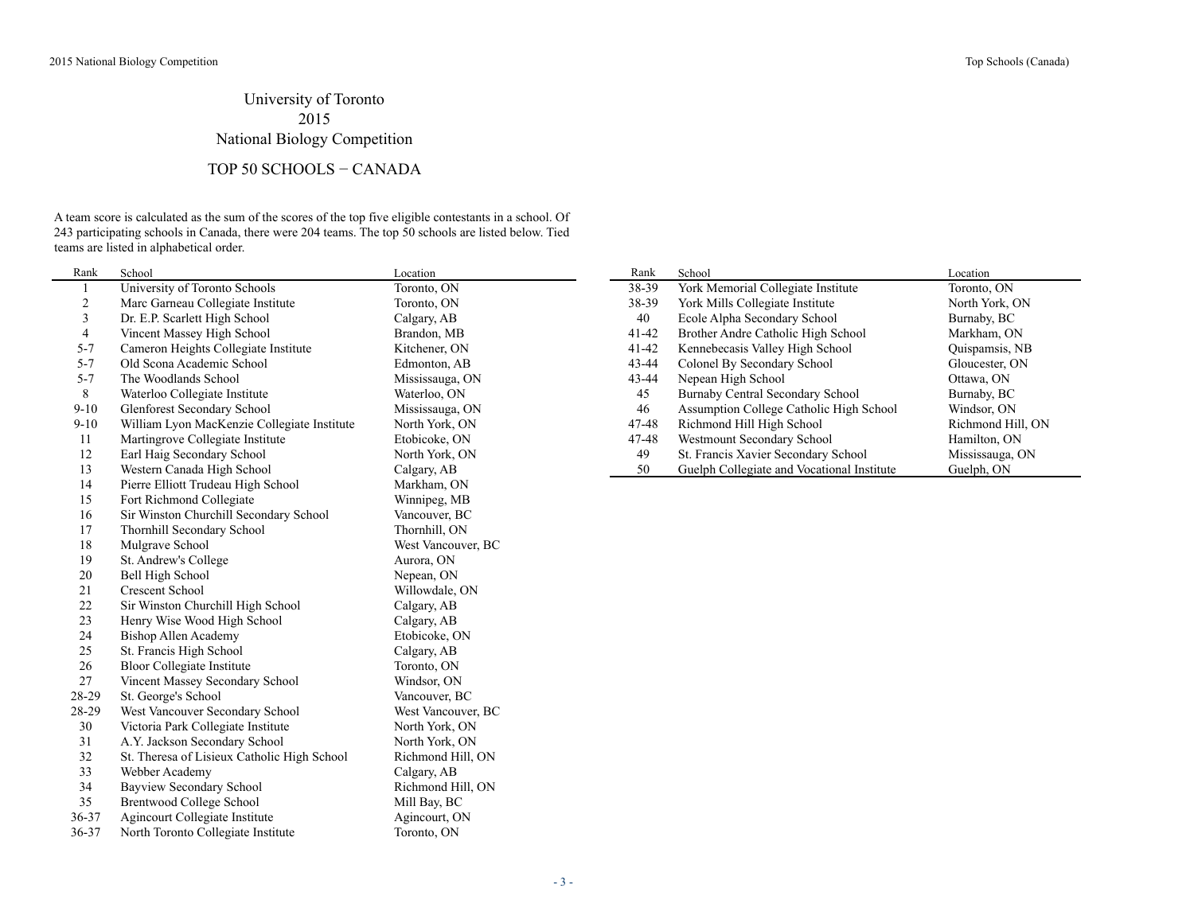# University of Toronto
# 2015
# National Biology Competition

## TOP 50 SCHOOLS − CANADA

A team score is calculated as the sum of the scores of the top five eligible contestants in a school. Of 243 participating schools in Canada, there were 204 teams. The top 50 schools are listed below. Tied teams are listed in alphabetical order.

| Rank | School | Location |
|---|---|---|
| 1 | University of Toronto Schools | Toronto, ON |
| 2 | Marc Garneau Collegiate Institute | Toronto, ON |
| 3 | Dr. E.P. Scarlett High School | Calgary, AB |
| 4 | Vincent Massey High School | Brandon, MB |
| 5-7 | Cameron Heights Collegiate Institute | Kitchener, ON |
| 5-7 | Old Scona Academic School | Edmonton, AB |
| 5-7 | The Woodlands School | Mississauga, ON |
| 8 | Waterloo Collegiate Institute | Waterloo, ON |
| 9-10 | Glenforest Secondary School | Mississauga, ON |
| 9-10 | William Lyon MacKenzie Collegiate Institute | North York, ON |
| 11 | Martingrove Collegiate Institute | Etobicoke, ON |
| 12 | Earl Haig Secondary School | North York, ON |
| 13 | Western Canada High School | Calgary, AB |
| 14 | Pierre Elliott Trudeau High School | Markham, ON |
| 15 | Fort Richmond Collegiate | Winnipeg, MB |
| 16 | Sir Winston Churchill Secondary School | Vancouver, BC |
| 17 | Thornhill Secondary School | Thornhill, ON |
| 18 | Mulgrave School | West Vancouver, BC |
| 19 | St. Andrew's College | Aurora, ON |
| 20 | Bell High School | Nepean, ON |
| 21 | Crescent School | Willowdale, ON |
| 22 | Sir Winston Churchill High School | Calgary, AB |
| 23 | Henry Wise Wood High School | Calgary, AB |
| 24 | Bishop Allen Academy | Etobicoke, ON |
| 25 | St. Francis High School | Calgary, AB |
| 26 | Bloor Collegiate Institute | Toronto, ON |
| 27 | Vincent Massey Secondary School | Windsor, ON |
| 28-29 | St. George's School | Vancouver, BC |
| 28-29 | West Vancouver Secondary School | West Vancouver, BC |
| 30 | Victoria Park Collegiate Institute | North York, ON |
| 31 | A.Y. Jackson Secondary School | North York, ON |
| 32 | St. Theresa of Lisieux Catholic High School | Richmond Hill, ON |
| 33 | Webber Academy | Calgary, AB |
| 34 | Bayview Secondary School | Richmond Hill, ON |
| 35 | Brentwood College School | Mill Bay, BC |
| 36-37 | Agincourt Collegiate Institute | Agincourt, ON |
| 36-37 | North Toronto Collegiate Institute | Toronto, ON |
| 38-39 | York Memorial Collegiate Institute | Toronto, ON |
| 38-39 | York Mills Collegiate Institute | North York, ON |
| 40 | Ecole Alpha Secondary School | Burnaby, BC |
| 41-42 | Brother Andre Catholic High School | Markham, ON |
| 41-42 | Kennebecasis Valley High School | Quispamsis, NB |
| 43-44 | Colonel By Secondary School | Gloucester, ON |
| 43-44 | Nepean High School | Ottawa, ON |
| 45 | Burnaby Central Secondary School | Burnaby, BC |
| 46 | Assumption College Catholic High School | Windsor, ON |
| 47-48 | Richmond Hill High School | Richmond Hill, ON |
| 47-48 | Westmount Secondary School | Hamilton, ON |
| 49 | St. Francis Xavier Secondary School | Mississauga, ON |
| 50 | Guelph Collegiate and Vocational Institute | Guelph, ON |